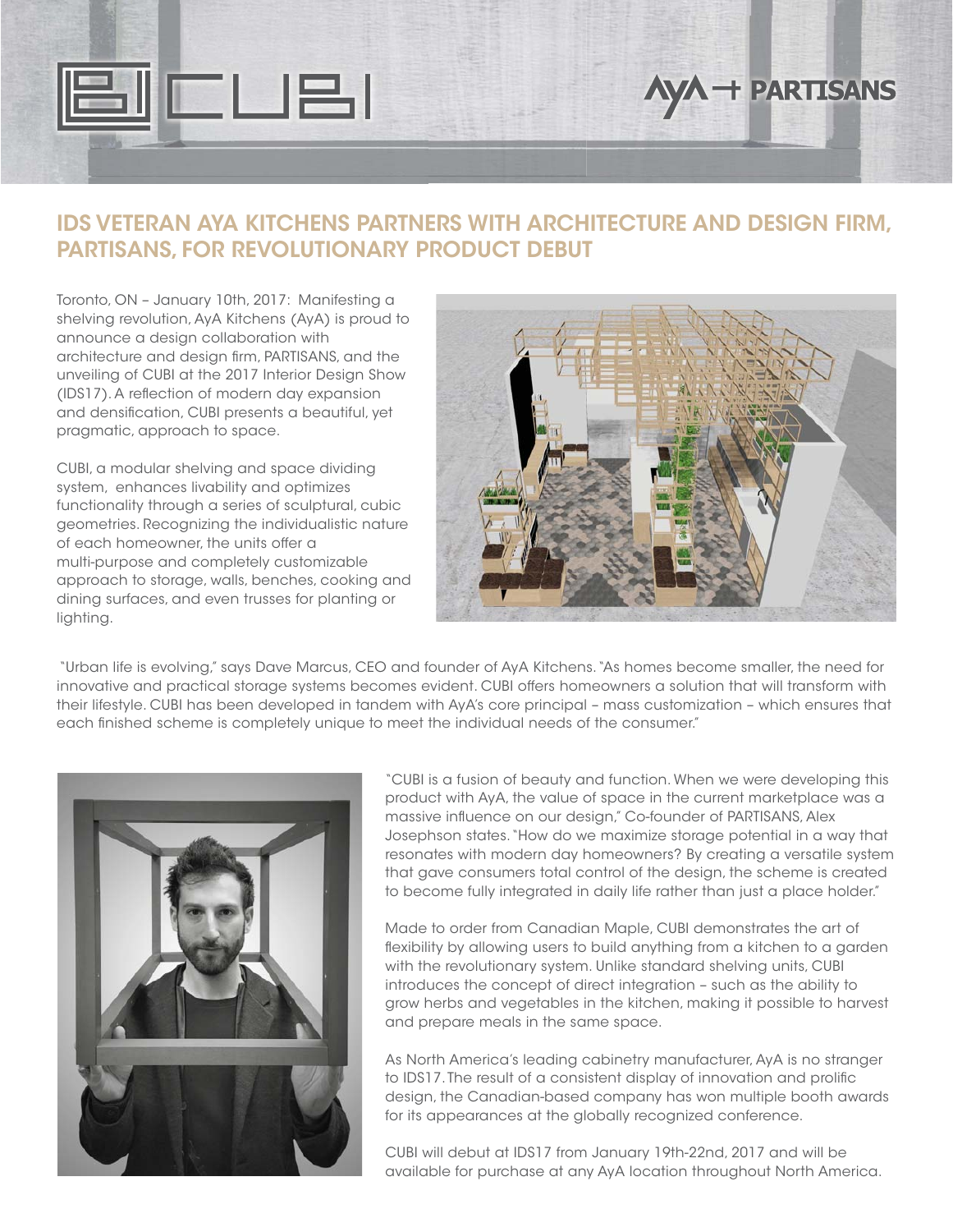# IDS VETERAN AYA KITCHENS PARTNERS WITH ARCHITECTURE AND DESIGN FIRM, PARTISANS, FOR REVOLUTIONARY PRODUCT DEBUT

Toronto, ON – January 10th, 2017: Manifesting a shelving revolution, AyA Kitchens (AyA) is proud to announce a design collaboration with architecture and design firm, PARTISANS, and the unveiling of CUBI at the 2017 Interior Design Show (IDS17). A reflection of modern day expansion and densification, CUBI presents a beautiful, yet pragmatic, approach to space.

CUBI, a modular shelving and space dividing system, enhances livability and optimizes functionality through a series of sculptural, cubic geometries. Recognizing the individualistic nature of each homeowner, the units offer a multi-purpose and completely customizable approach to storage, walls, benches, cooking and dining surfaces, and even trusses for planting or lighting.

"Urban life is evolving," says Dave Marcus, CEO and founder of AyA Kitchens. "As homes become smaller, the need for innovative and practical storage systems becomes evident. CUBI offers homeowners a solution that will transform with their lifestyle. CUBI has been developed in tandem with AyA's core principal – mass customization – which ensures that each finished scheme is completely unique to meet the individual needs of the consumer."

"CUBI is a fusion of beauty and function. When we were developing this product with AyA, the value of space in the current marketplace was a massive influence on our design," Co-founder of PARTISANS, Alex Josephson states. "How do we maximize storage potential in a way that resonates with modern day homeowners? By creating a versatile system that gave consumers total control of the design, the scheme is created to become fully integrated in daily life rather than just a place holder."

Made to order from Canadian Maple, CUBI demonstrates the art of flexibility by allowing users to build anything from a kitchen to a garden with the revolutionary system. Unlike standard shelving units, CUBI introduces the concept of direct integration – such as the ability to grow herbs and vegetables in the kitchen, making it possible to harvest and prepare meals in the same space.

As North America's leading cabinetry manufacturer, AyA is no stranger to IDS17. The result of a consistent display of innovation and prolific design, the Canadian-based company has won multiple booth awards for its appearances at the globally recognized conference.

CUBI will debut at IDS17 from January 19th-22nd, 2017 and will be available for purchase at any AyA location throughout North America.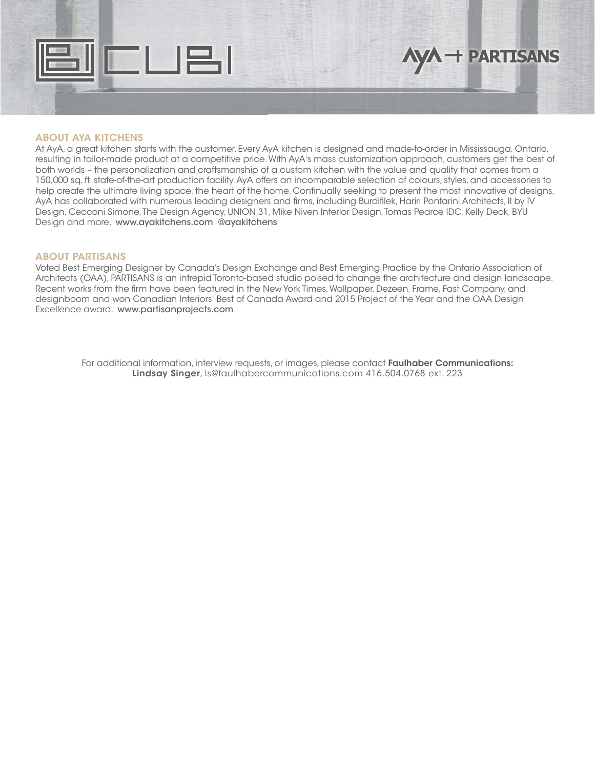CUBI

AyA + PARTISANS

## ABOUT AYA KITCHENS

At AyA, a great kitchen starts with the customer. Every AyA kitchen is designed and made-to-order in Mississauga, Ontario, resulting in tailor-made product at a competitive price. With AyA's mass customization approach, customers get the best of both worlds – the personalization and craftsmanship of a custom kitchen with the value and quality that comes from a 150,000 sq. ft. state-of-the-art production facility. AyA offers an incomparable selection of colours, styles, and accessories to help create the ultimate living space, the heart of the home. Continually seeking to present the most innovative of designs, AyA has collaborated with numerous leading designers and firms, including Burdifilek, Hariri Pontarini Architects, II by IV Design, Cecconi Simone, The Design Agency, UNION 31, Mike Niven Interior Design, Tomas Pearce IDC, Kelly Deck, BYU Design and more. www.ayakitchens.com @ayakitchens

## ABOUT PARTISANS

Voted Best Emerging Designer by Canada's Design Exchange and Best Emerging Practice by the Ontario Association of Architects (OAA), PARTISANS is an intrepid Toronto-based studio poised to change the architecture and design landscape. Recent works from the firm have been featured in the New York Times, Wallpaper, Dezeen, Frame, Fast Company, and designboom and won Canadian Interiors' Best of Canada Award and 2015 Project of the Year and the OAA Design Excellence award. www.partisanprojects.com

For additional information, interview requests, or images, please contact **Faulhaber Communications:** **Lindsay Singer**, ls@faulhabercommunications.com 416.504.0768 ext. 223